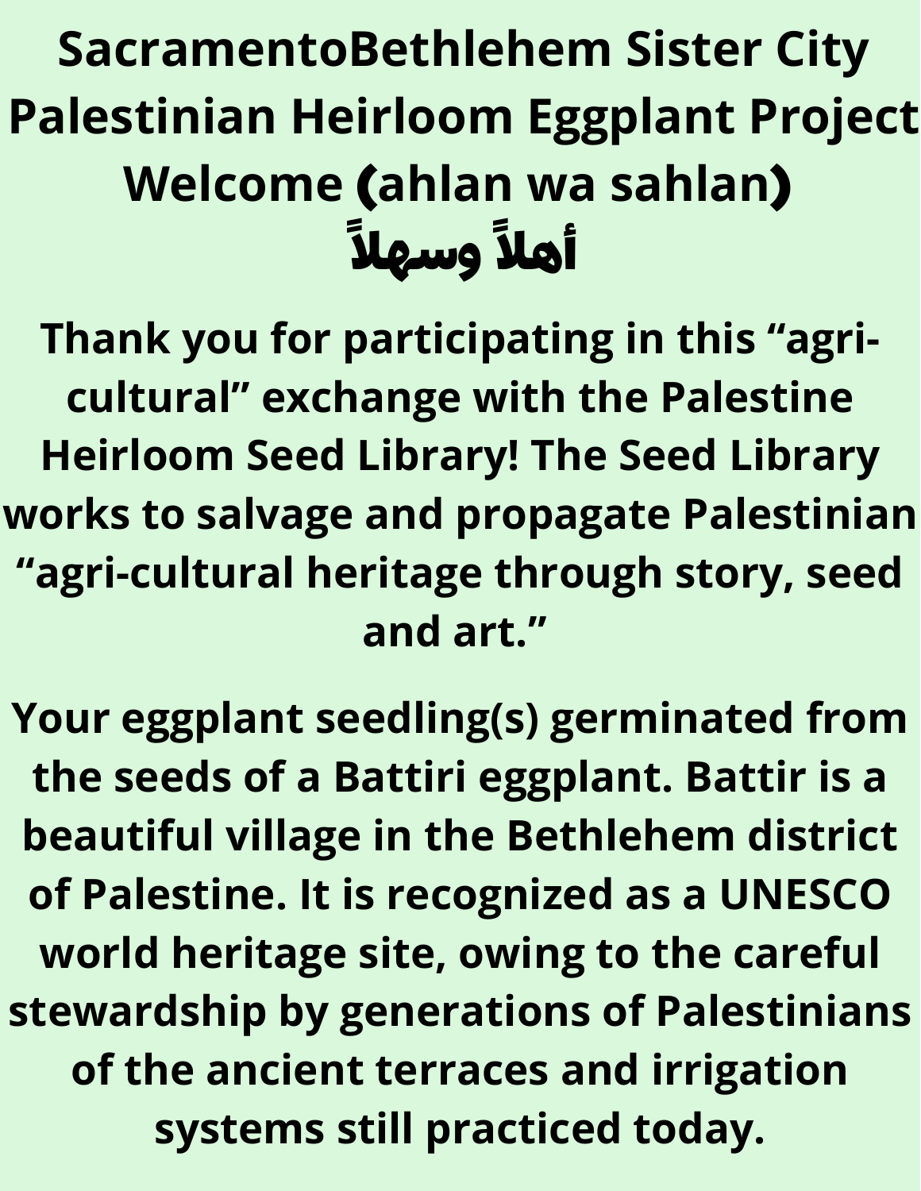# SacramentoBethlehem Sister City Palestinian Heirloom Eggplant Project Welcome (ahlan wa sahlan)

# أهلاً وسهلاً

**Thank you for participating in this “agri-cultural” exchange with the Palestine Heirloom Seed Library! The Seed Library works to salvage and propagate Palestinian “agri-cultural heritage through story, seed and art.”**

**Your eggplant seedling(s) germinated from the seeds of a Battiri eggplant. Battir is a beautiful village in the Bethlehem district of Palestine. It is recognized as a UNESCO world heritage site, owing to the careful stewardship by generations of Palestinians of the ancient terraces and irrigation systems still practiced today.**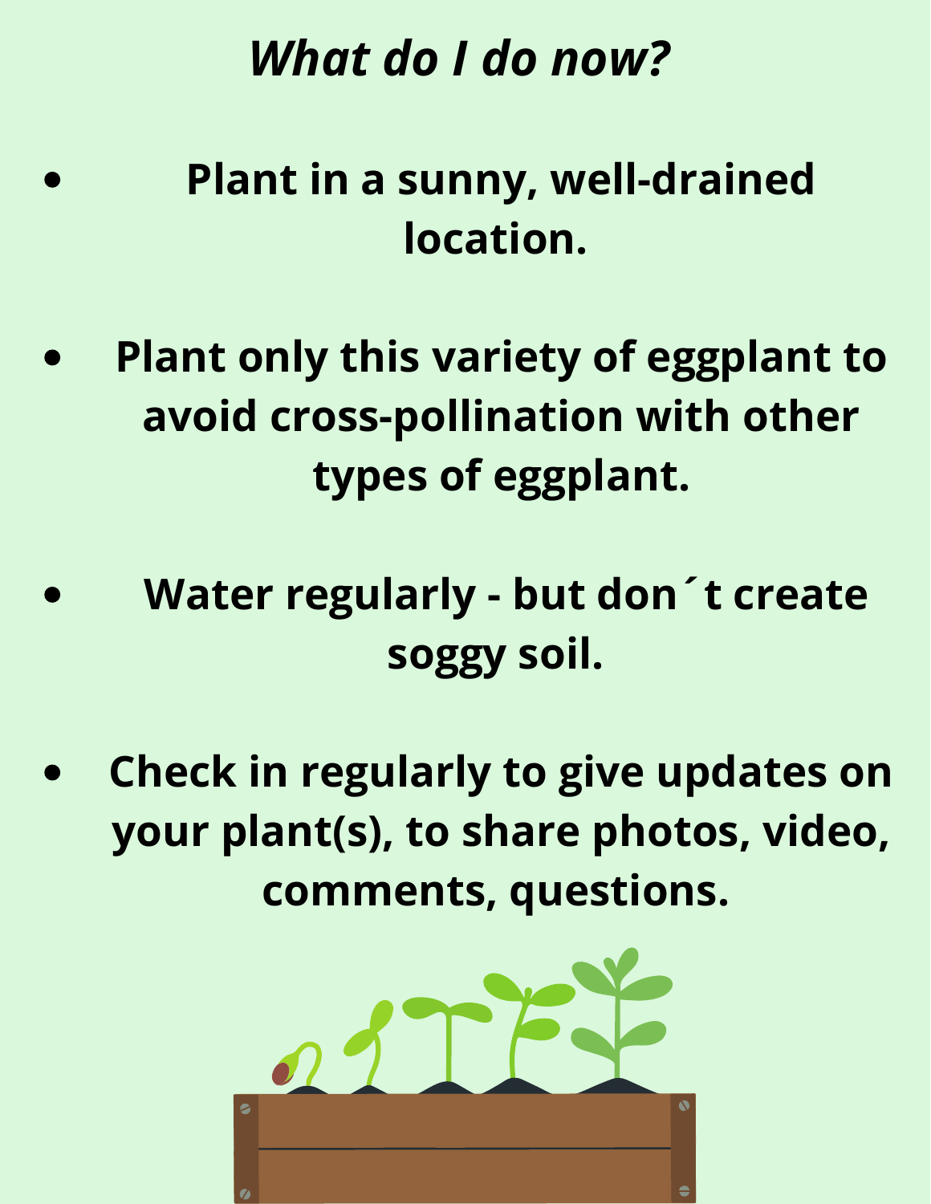***What do I do now?***

- **Plant in a sunny, well-drained location.**
- **Plant only this variety of eggplant to avoid cross-pollination with other types of eggplant.**
- **Water regularly - but don´t create soggy soil.**
- **Check in regularly to give updates on your plant(s), to share photos, video, comments, questions.**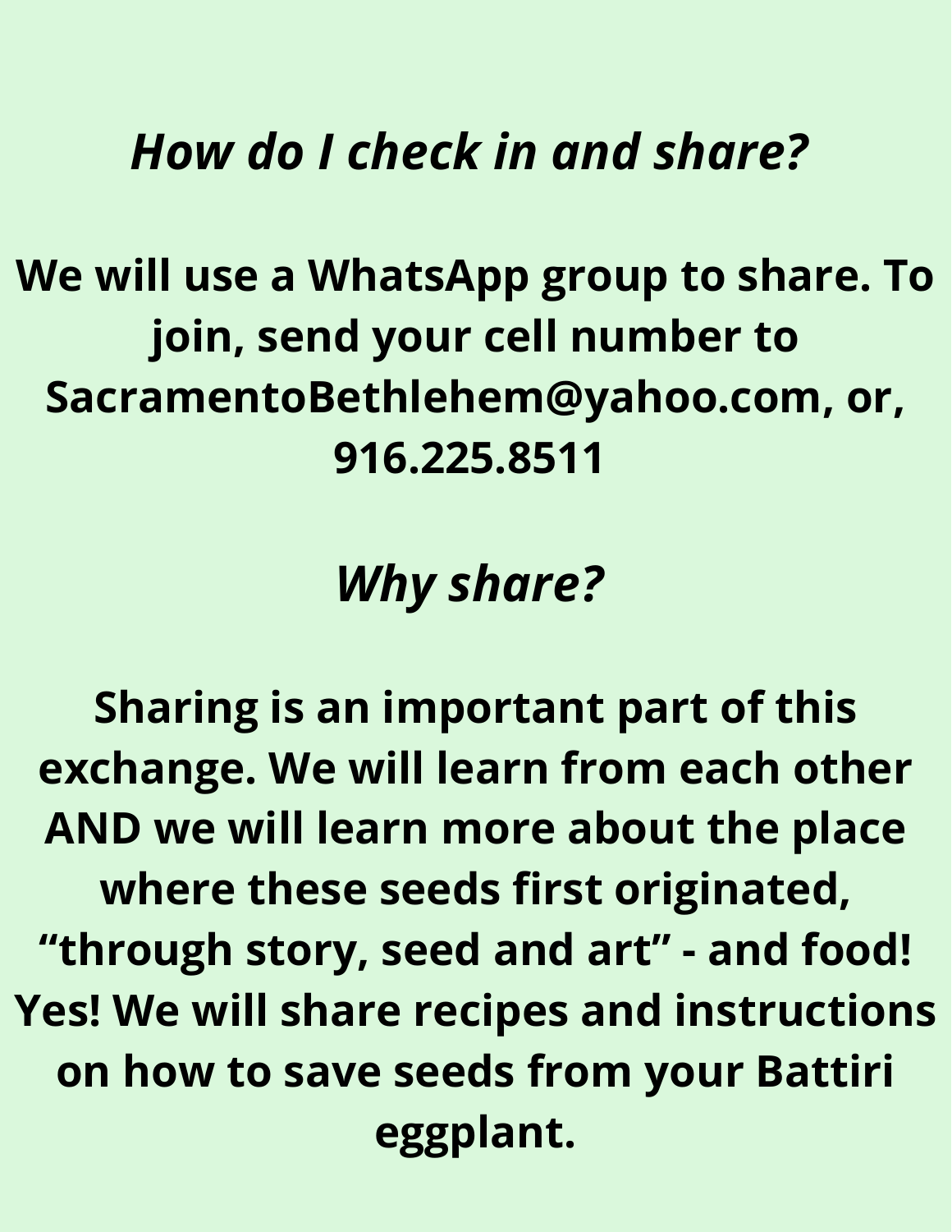## *How do I check in and share?*

**We will use a WhatsApp group to share. To join, send your cell number to SacramentoBethlehem@yahoo.com, or, 916.225.8511**

## *Why share?*

**Sharing is an important part of this exchange. We will learn from each other AND we will learn more about the place where these seeds first originated, "through story, seed and art" - and food! Yes! We will share recipes and instructions on how to save seeds from your Battiri eggplant.**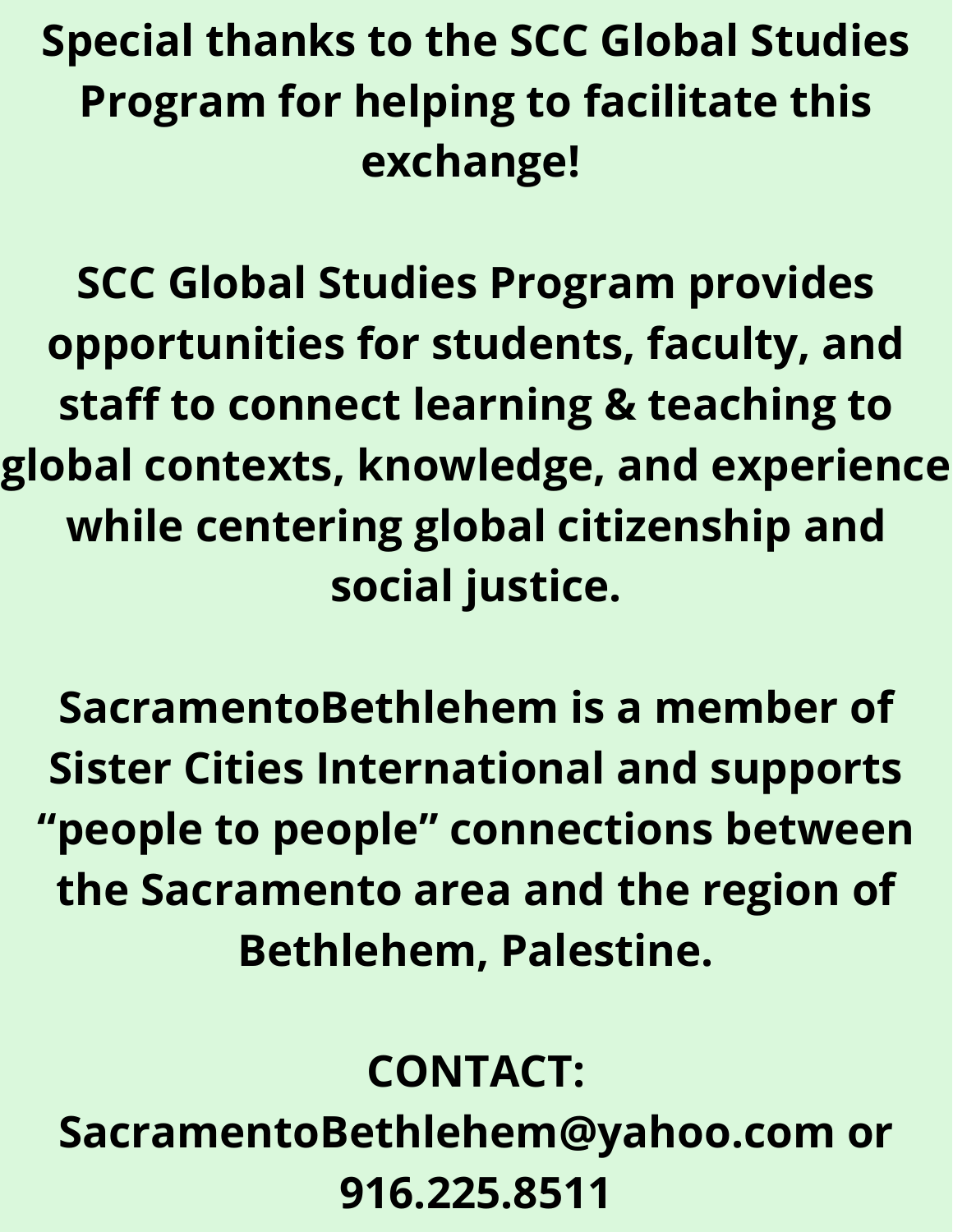**Special thanks to the SCC Global Studies Program for helping to facilitate this exchange!**

**SCC Global Studies Program provides opportunities for students, faculty, and staff to connect learning & teaching to global contexts, knowledge, and experience while centering global citizenship and social justice.**

**SacramentoBethlehem is a member of Sister Cities International and supports "people to people" connections between the Sacramento area and the region of Bethlehem, Palestine.**

**CONTACT:**
**SacramentoBethlehem@yahoo.com or 916.225.8511**